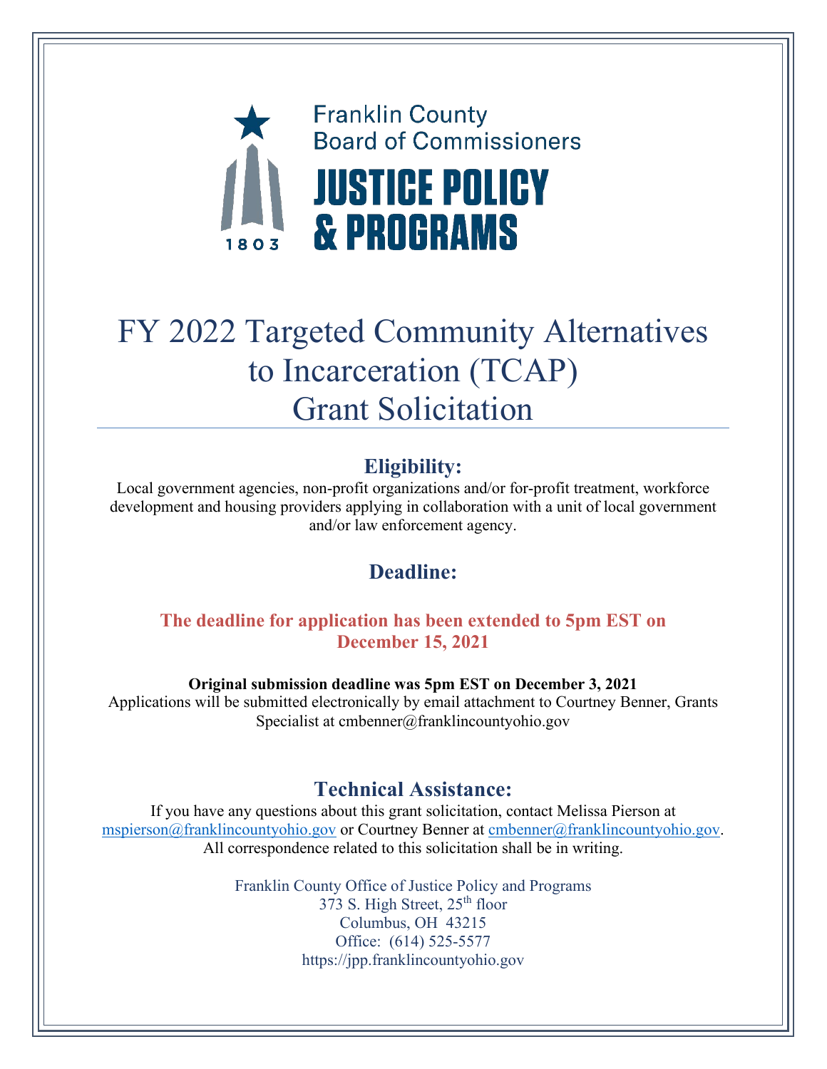Franklin County
Board of Commissioners

**JUSTICE POLICY & PROGRAMS**

1803

# FY 2022 Targeted Community Alternatives to Incarceration (TCAP) Grant Solicitation

## Eligibility:

Local government agencies, non-profit organizations and/or for-profit treatment, workforce development and housing providers applying in collaboration with a unit of local government and/or law enforcement agency.

## Deadline:

**The deadline for application has been extended to 5pm EST on December 15, 2021**

**Original submission deadline was 5pm EST on December 3, 2021**

Applications will be submitted electronically by email attachment to Courtney Benner, Grants Specialist at cmbenner@franklincountyohio.gov

## Technical Assistance:

If you have any questions about this grant solicitation, contact Melissa Pierson at mspierson@franklincountyohio.gov or Courtney Benner at cmbenner@franklincountyohio.gov. All correspondence related to this solicitation shall be in writing.

Franklin County Office of Justice Policy and Programs
373 S. High Street, 25th floor
Columbus, OH 43215
Office: (614) 525-5577
https://jpp.franklincountyohio.gov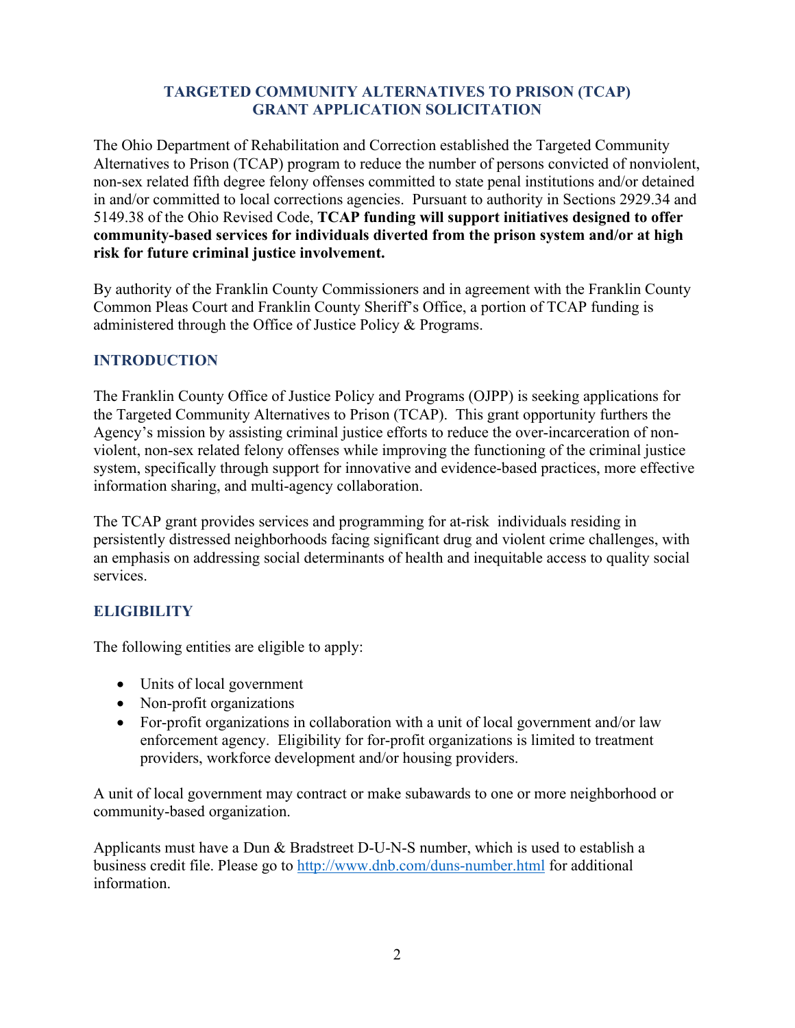## TARGETED COMMUNITY ALTERNATIVES TO PRISON (TCAP) GRANT APPLICATION SOLICITATION

The Ohio Department of Rehabilitation and Correction established the Targeted Community Alternatives to Prison (TCAP) program to reduce the number of persons convicted of nonviolent, non-sex related fifth degree felony offenses committed to state penal institutions and/or detained in and/or committed to local corrections agencies. Pursuant to authority in Sections 2929.34 and 5149.38 of the Ohio Revised Code, **TCAP funding will support initiatives designed to offer community-based services for individuals diverted from the prison system and/or at high risk for future criminal justice involvement.**

By authority of the Franklin County Commissioners and in agreement with the Franklin County Common Pleas Court and Franklin County Sheriff's Office, a portion of TCAP funding is administered through the Office of Justice Policy & Programs.

### INTRODUCTION

The Franklin County Office of Justice Policy and Programs (OJPP) is seeking applications for the Targeted Community Alternatives to Prison (TCAP). This grant opportunity furthers the Agency's mission by assisting criminal justice efforts to reduce the over-incarceration of non-violent, non-sex related felony offenses while improving the functioning of the criminal justice system, specifically through support for innovative and evidence-based practices, more effective information sharing, and multi-agency collaboration.

The TCAP grant provides services and programming for at-risk individuals residing in persistently distressed neighborhoods facing significant drug and violent crime challenges, with an emphasis on addressing social determinants of health and inequitable access to quality social services.

### ELIGIBILITY

The following entities are eligible to apply:

- Units of local government
- Non-profit organizations
- For-profit organizations in collaboration with a unit of local government and/or law enforcement agency. Eligibility for for-profit organizations is limited to treatment providers, workforce development and/or housing providers.

A unit of local government may contract or make subawards to one or more neighborhood or community-based organization.

Applicants must have a Dun & Bradstreet D-U-N-S number, which is used to establish a business credit file. Please go to http://www.dnb.com/duns-number.html for additional information.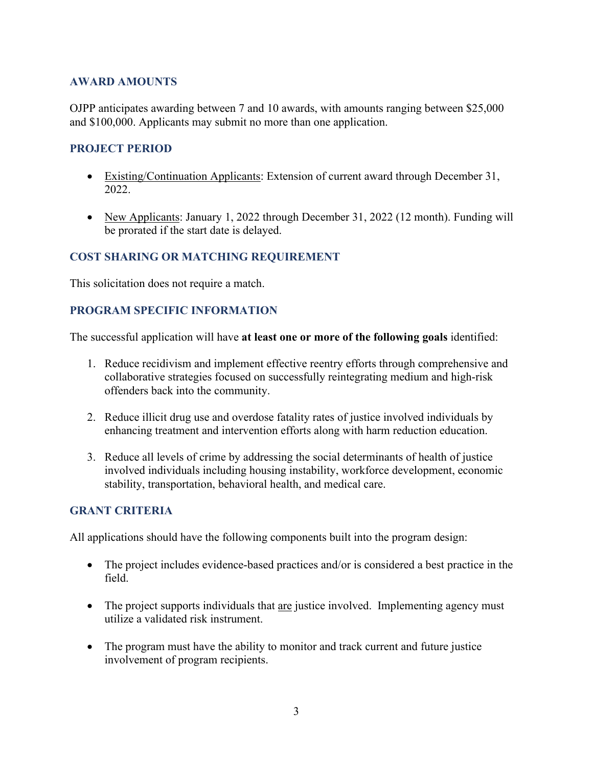## AWARD AMOUNTS

OJPP anticipates awarding between 7 and 10 awards, with amounts ranging between $25,000 and $100,000. Applicants may submit no more than one application.

## PROJECT PERIOD

- Existing/Continuation Applicants: Extension of current award through December 31, 2022.
- New Applicants: January 1, 2022 through December 31, 2022 (12 month). Funding will be prorated if the start date is delayed.

## COST SHARING OR MATCHING REQUIREMENT

This solicitation does not require a match.

## PROGRAM SPECIFIC INFORMATION

The successful application will have **at least one or more of the following goals** identified:

1. Reduce recidivism and implement effective reentry efforts through comprehensive and collaborative strategies focused on successfully reintegrating medium and high-risk offenders back into the community.
2. Reduce illicit drug use and overdose fatality rates of justice involved individuals by enhancing treatment and intervention efforts along with harm reduction education.
3. Reduce all levels of crime by addressing the social determinants of health of justice involved individuals including housing instability, workforce development, economic stability, transportation, behavioral health, and medical care.

## GRANT CRITERIA

All applications should have the following components built into the program design:

- The project includes evidence-based practices and/or is considered a best practice in the field.
- The project supports individuals that are justice involved. Implementing agency must utilize a validated risk instrument.
- The program must have the ability to monitor and track current and future justice involvement of program recipients.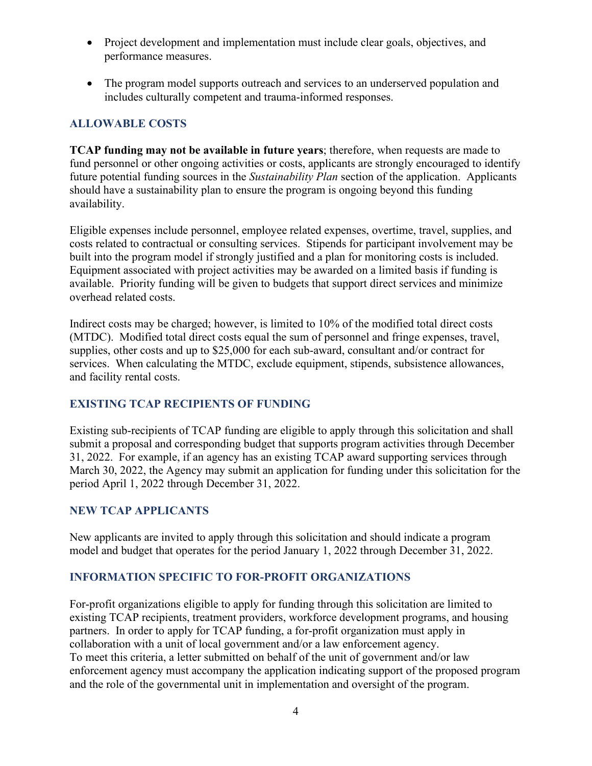- Project development and implementation must include clear goals, objectives, and performance measures.
- The program model supports outreach and services to an underserved population and includes culturally competent and trauma-informed responses.

## ALLOWABLE COSTS

**TCAP funding may not be available in future years**; therefore, when requests are made to fund personnel or other ongoing activities or costs, applicants are strongly encouraged to identify future potential funding sources in the *Sustainability Plan* section of the application. Applicants should have a sustainability plan to ensure the program is ongoing beyond this funding availability.

Eligible expenses include personnel, employee related expenses, overtime, travel, supplies, and costs related to contractual or consulting services. Stipends for participant involvement may be built into the program model if strongly justified and a plan for monitoring costs is included. Equipment associated with project activities may be awarded on a limited basis if funding is available. Priority funding will be given to budgets that support direct services and minimize overhead related costs.

Indirect costs may be charged; however, is limited to 10% of the modified total direct costs (MTDC). Modified total direct costs equal the sum of personnel and fringe expenses, travel, supplies, other costs and up to $25,000 for each sub-award, consultant and/or contract for services. When calculating the MTDC, exclude equipment, stipends, subsistence allowances, and facility rental costs.

## EXISTING TCAP RECIPIENTS OF FUNDING

Existing sub-recipients of TCAP funding are eligible to apply through this solicitation and shall submit a proposal and corresponding budget that supports program activities through December 31, 2022. For example, if an agency has an existing TCAP award supporting services through March 30, 2022, the Agency may submit an application for funding under this solicitation for the period April 1, 2022 through December 31, 2022.

## NEW TCAP APPLICANTS

New applicants are invited to apply through this solicitation and should indicate a program model and budget that operates for the period January 1, 2022 through December 31, 2022.

## INFORMATION SPECIFIC TO FOR-PROFIT ORGANIZATIONS

For-profit organizations eligible to apply for funding through this solicitation are limited to existing TCAP recipients, treatment providers, workforce development programs, and housing partners. In order to apply for TCAP funding, a for-profit organization must apply in collaboration with a unit of local government and/or a law enforcement agency. To meet this criteria, a letter submitted on behalf of the unit of government and/or law enforcement agency must accompany the application indicating support of the proposed program and the role of the governmental unit in implementation and oversight of the program.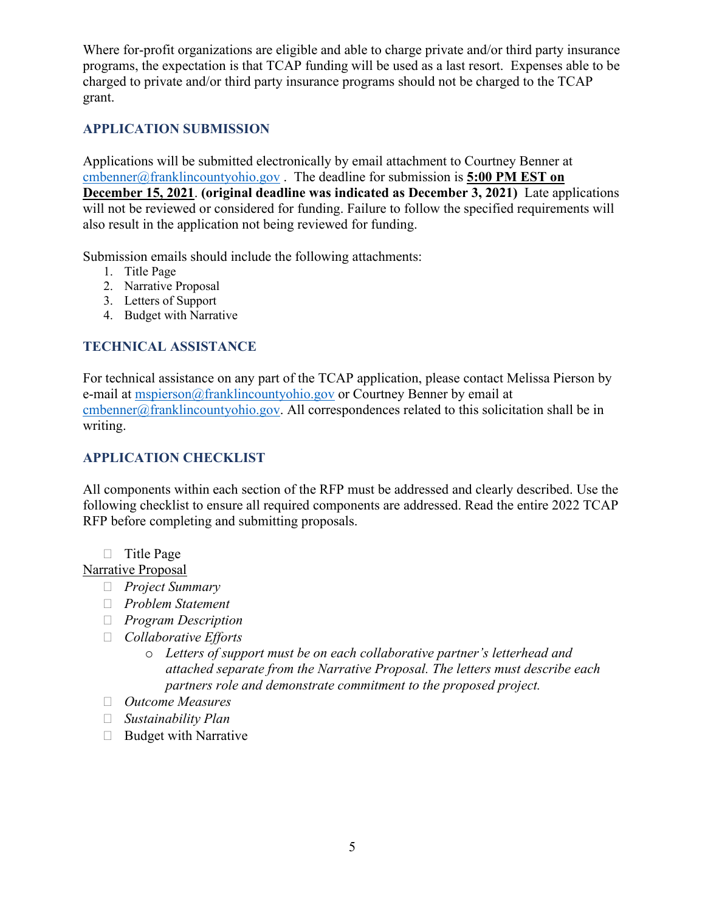Where for-profit organizations are eligible and able to charge private and/or third party insurance programs, the expectation is that TCAP funding will be used as a last resort. Expenses able to be charged to private and/or third party insurance programs should not be charged to the TCAP grant.

### APPLICATION SUBMISSION

Applications will be submitted electronically by email attachment to Courtney Benner at cmbenner@franklincountyohio.gov . The deadline for submission is **5:00 PM EST on December 15, 2021**. **(original deadline was indicated as December 3, 2021)** Late applications will not be reviewed or considered for funding. Failure to follow the specified requirements will also result in the application not being reviewed for funding.

Submission emails should include the following attachments:

1. Title Page
2. Narrative Proposal
3. Letters of Support
4. Budget with Narrative

### TECHNICAL ASSISTANCE

For technical assistance on any part of the TCAP application, please contact Melissa Pierson by e-mail at mspierson@franklincountyohio.gov or Courtney Benner by email at cmbenner@franklincountyohio.gov. All correspondences related to this solicitation shall be in writing.

### APPLICATION CHECKLIST

All components within each section of the RFP must be addressed and clearly described. Use the following checklist to ensure all required components are addressed. Read the entire 2022 TCAP RFP before completing and submitting proposals.

- ☐ Title Page

Narrative Proposal

- ☐ *Project Summary*
- ☐ *Problem Statement*
- ☐ *Program Description*
- ☐ *Collaborative Efforts*
  - *Letters of support must be on each collaborative partner's letterhead and attached separate from the Narrative Proposal. The letters must describe each partners role and demonstrate commitment to the proposed project.*
- ☐ *Outcome Measures*
- ☐ *Sustainability Plan*
- ☐ Budget with Narrative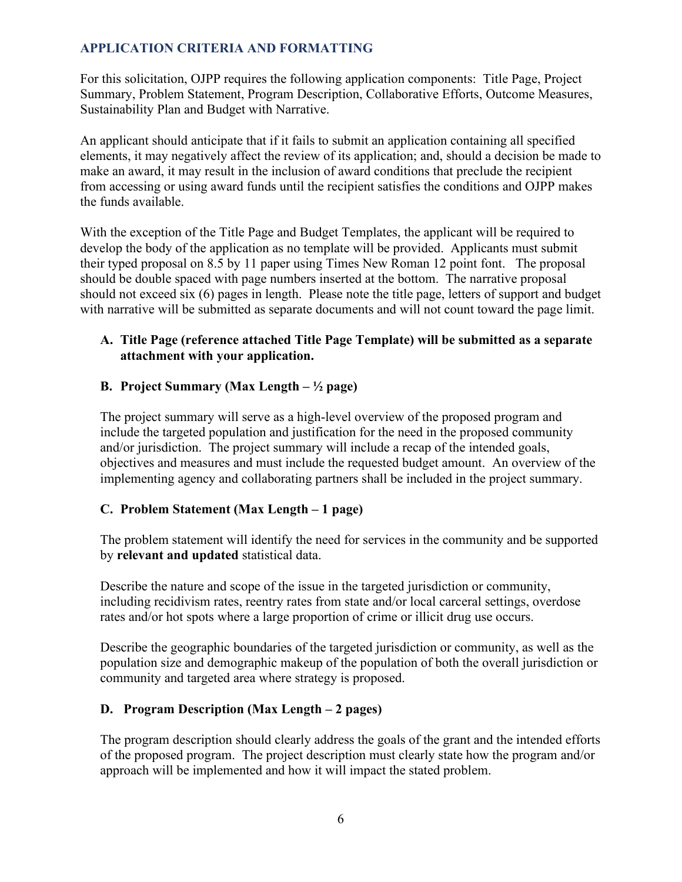## APPLICATION CRITERIA AND FORMATTING

For this solicitation, OJPP requires the following application components: Title Page, Project Summary, Problem Statement, Program Description, Collaborative Efforts, Outcome Measures, Sustainability Plan and Budget with Narrative.

An applicant should anticipate that if it fails to submit an application containing all specified elements, it may negatively affect the review of its application; and, should a decision be made to make an award, it may result in the inclusion of award conditions that preclude the recipient from accessing or using award funds until the recipient satisfies the conditions and OJPP makes the funds available.

With the exception of the Title Page and Budget Templates, the applicant will be required to develop the body of the application as no template will be provided. Applicants must submit their typed proposal on 8.5 by 11 paper using Times New Roman 12 point font. The proposal should be double spaced with page numbers inserted at the bottom. The narrative proposal should not exceed six (6) pages in length. Please note the title page, letters of support and budget with narrative will be submitted as separate documents and will not count toward the page limit.

**A. Title Page (reference attached Title Page Template) will be submitted as a separate attachment with your application.**

**B. Project Summary (Max Length – ½ page)**

The project summary will serve as a high-level overview of the proposed program and include the targeted population and justification for the need in the proposed community and/or jurisdiction. The project summary will include a recap of the intended goals, objectives and measures and must include the requested budget amount. An overview of the implementing agency and collaborating partners shall be included in the project summary.

**C. Problem Statement (Max Length – 1 page)**

The problem statement will identify the need for services in the community and be supported by **relevant and updated** statistical data.

Describe the nature and scope of the issue in the targeted jurisdiction or community, including recidivism rates, reentry rates from state and/or local carceral settings, overdose rates and/or hot spots where a large proportion of crime or illicit drug use occurs.

Describe the geographic boundaries of the targeted jurisdiction or community, as well as the population size and demographic makeup of the population of both the overall jurisdiction or community and targeted area where strategy is proposed.

**D. Program Description (Max Length – 2 pages)**

The program description should clearly address the goals of the grant and the intended efforts of the proposed program. The project description must clearly state how the program and/or approach will be implemented and how it will impact the stated problem.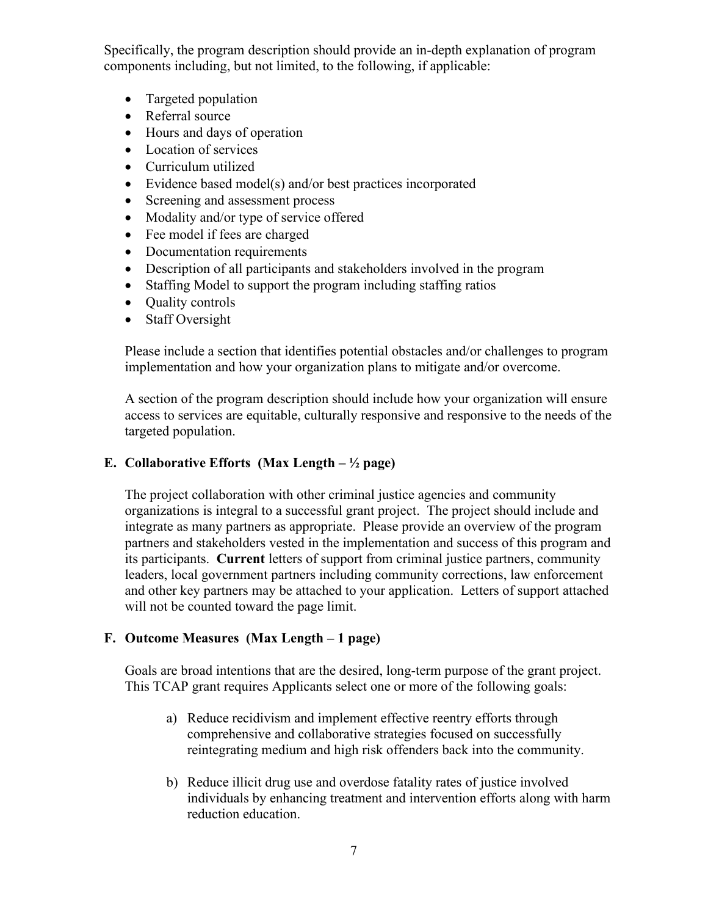Specifically, the program description should provide an in-depth explanation of program components including, but not limited, to the following, if applicable:

- Targeted population
- Referral source
- Hours and days of operation
- Location of services
- Curriculum utilized
- Evidence based model(s) and/or best practices incorporated
- Screening and assessment process
- Modality and/or type of service offered
- Fee model if fees are charged
- Documentation requirements
- Description of all participants and stakeholders involved in the program
- Staffing Model to support the program including staffing ratios
- Quality controls
- Staff Oversight

Please include a section that identifies potential obstacles and/or challenges to program implementation and how your organization plans to mitigate and/or overcome.

A section of the program description should include how your organization will ensure access to services are equitable, culturally responsive and responsive to the needs of the targeted population.

### E. Collaborative Efforts (Max Length – ½ page)

The project collaboration with other criminal justice agencies and community organizations is integral to a successful grant project. The project should include and integrate as many partners as appropriate. Please provide an overview of the program partners and stakeholders vested in the implementation and success of this program and its participants. **Current** letters of support from criminal justice partners, community leaders, local government partners including community corrections, law enforcement and other key partners may be attached to your application. Letters of support attached will not be counted toward the page limit.

### F. Outcome Measures (Max Length – 1 page)

Goals are broad intentions that are the desired, long-term purpose of the grant project. This TCAP grant requires Applicants select one or more of the following goals:

a) Reduce recidivism and implement effective reentry efforts through comprehensive and collaborative strategies focused on successfully reintegrating medium and high risk offenders back into the community.

b) Reduce illicit drug use and overdose fatality rates of justice involved individuals by enhancing treatment and intervention efforts along with harm reduction education.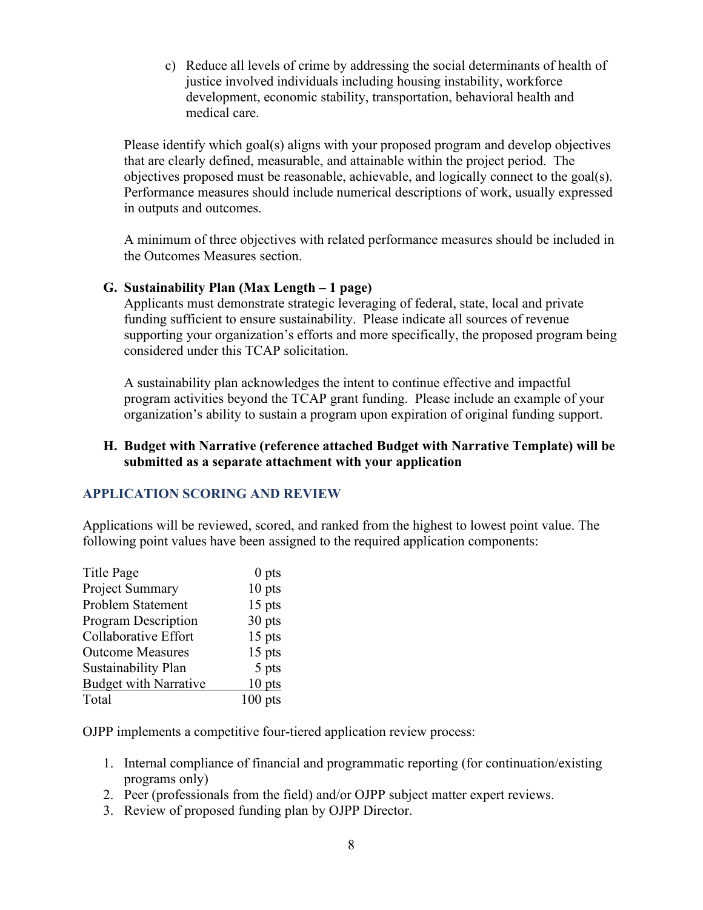c) Reduce all levels of crime by addressing the social determinants of health of justice involved individuals including housing instability, workforce development, economic stability, transportation, behavioral health and medical care.

Please identify which goal(s) aligns with your proposed program and develop objectives that are clearly defined, measurable, and attainable within the project period. The objectives proposed must be reasonable, achievable, and logically connect to the goal(s). Performance measures should include numerical descriptions of work, usually expressed in outputs and outcomes.

A minimum of three objectives with related performance measures should be included in the Outcomes Measures section.

**G. Sustainability Plan (Max Length – 1 page)**

Applicants must demonstrate strategic leveraging of federal, state, local and private funding sufficient to ensure sustainability. Please indicate all sources of revenue supporting your organization's efforts and more specifically, the proposed program being considered under this TCAP solicitation.

A sustainability plan acknowledges the intent to continue effective and impactful program activities beyond the TCAP grant funding. Please include an example of your organization's ability to sustain a program upon expiration of original funding support.

**H. Budget with Narrative (reference attached Budget with Narrative Template) will be submitted as a separate attachment with your application**

## APPLICATION SCORING AND REVIEW

Applications will be reviewed, scored, and ranked from the highest to lowest point value. The following point values have been assigned to the required application components:

| Component | Points |
|---|---|
| Title Page | 0 pts |
| Project Summary | 10 pts |
| Problem Statement | 15 pts |
| Program Description | 30 pts |
| Collaborative Effort | 15 pts |
| Outcome Measures | 15 pts |
| Sustainability Plan | 5 pts |
| Budget with Narrative | 10 pts |
| Total | 100 pts |

OJPP implements a competitive four-tiered application review process:

1. Internal compliance of financial and programmatic reporting (for continuation/existing programs only)
2. Peer (professionals from the field) and/or OJPP subject matter expert reviews.
3. Review of proposed funding plan by OJPP Director.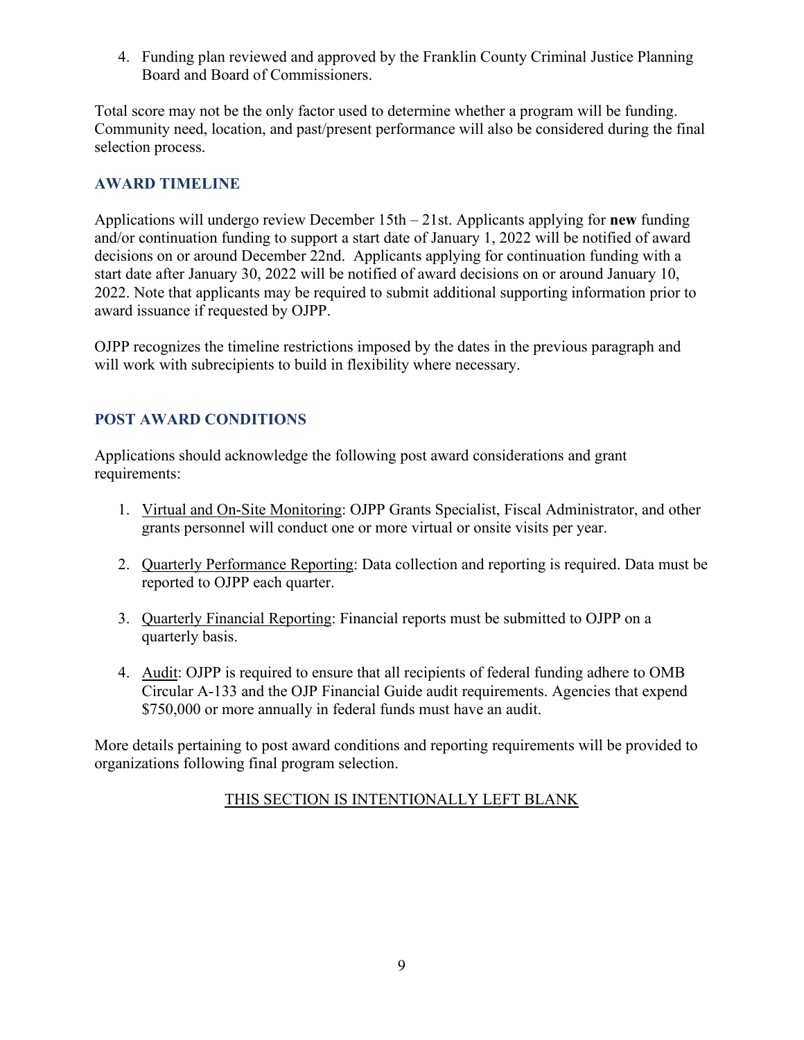4. Funding plan reviewed and approved by the Franklin County Criminal Justice Planning Board and Board of Commissioners.

Total score may not be the only factor used to determine whether a program will be funding. Community need, location, and past/present performance will also be considered during the final selection process.

## AWARD TIMELINE

Applications will undergo review December 15th – 21st. Applicants applying for **new** funding and/or continuation funding to support a start date of January 1, 2022 will be notified of award decisions on or around December 22nd. Applicants applying for continuation funding with a start date after January 30, 2022 will be notified of award decisions on or around January 10, 2022. Note that applicants may be required to submit additional supporting information prior to award issuance if requested by OJPP.

OJPP recognizes the timeline restrictions imposed by the dates in the previous paragraph and will work with subrecipients to build in flexibility where necessary.

## POST AWARD CONDITIONS

Applications should acknowledge the following post award considerations and grant requirements:

1. Virtual and On-Site Monitoring: OJPP Grants Specialist, Fiscal Administrator, and other grants personnel will conduct one or more virtual or onsite visits per year.

2. Quarterly Performance Reporting: Data collection and reporting is required. Data must be reported to OJPP each quarter.

3. Quarterly Financial Reporting: Financial reports must be submitted to OJPP on a quarterly basis.

4. Audit: OJPP is required to ensure that all recipients of federal funding adhere to OMB Circular A-133 and the OJP Financial Guide audit requirements. Agencies that expend $750,000 or more annually in federal funds must have an audit.

More details pertaining to post award conditions and reporting requirements will be provided to organizations following final program selection.

THIS SECTION IS INTENTIONALLY LEFT BLANK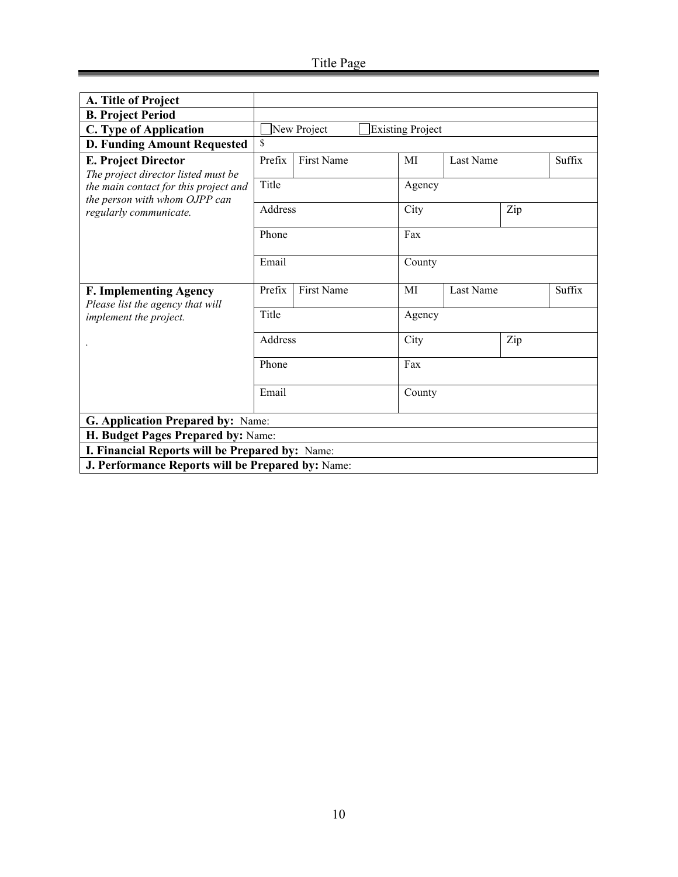# Title Page

| | | | | | | |
|---|---|---|---|---|---|---|
| **A. Title of Project** | | | | | | |
| **B. Project Period** | | | | | | |
| **C. Type of Application** | ☐New Project ☐Existing Project | | | | | |
| **D. Funding Amount Requested** | $ | | | | | |
| **E. Project Director** *The project director listed must be the main contact for this project and the person with whom OJPP can regularly communicate.* | Prefix | First Name | MI | Last Name | | Suffix |
| | Title | | Agency | | | |
| | Address | | City | | Zip | |
| | Phone | | Fax | | | |
| | Email | | County | | | |
| **F. Implementing Agency** *Please list the agency that will implement the project.* . | Prefix | First Name | MI | Last Name | | Suffix |
| | Title | | Agency | | | |
| | Address | | City | | Zip | |
| | Phone | | Fax | | | |
| | Email | | County | | | |
| **G. Application Prepared by:** Name: | | | | | | |
| **H. Budget Pages Prepared by:** Name: | | | | | | |
| **I. Financial Reports will be Prepared by:** Name: | | | | | | |
| **J. Performance Reports will be Prepared by:** Name: | | | | | | |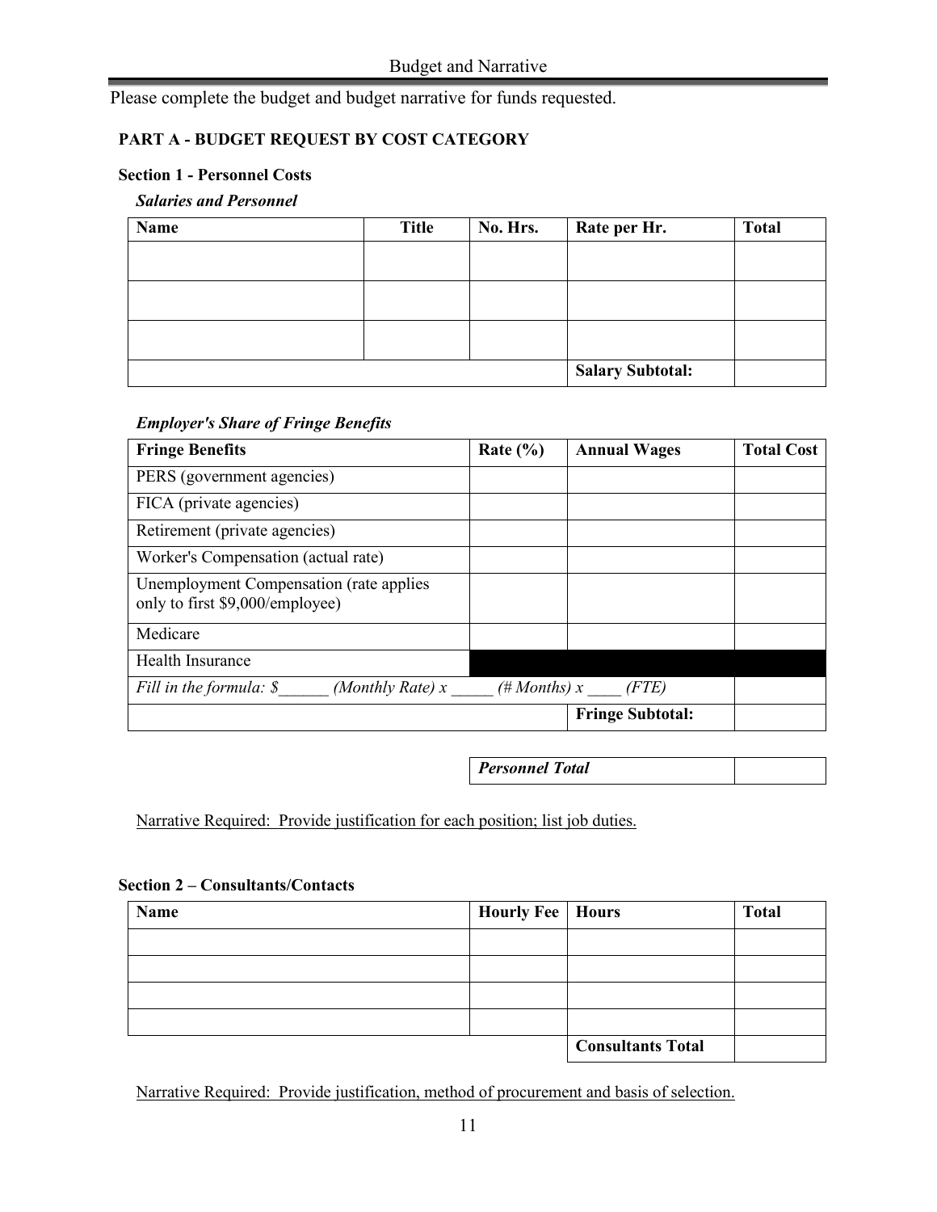Please complete the budget and budget narrative for funds requested.

## PART A - BUDGET REQUEST BY COST CATEGORY

### Section 1 - Personnel Costs

***Salaries and Personnel***

| Name | Title | No. Hrs. | Rate per Hr. | Total |
|---|---|---|---|---|
| | | | | |
| | | | | |
| | | | | |
| | | | **Salary Subtotal:** | |

***Employer's Share of Fringe Benefits***

| Fringe Benefits | Rate (%) | Annual Wages | Total Cost |
|---|---|---|---|
| PERS (government agencies) | | | |
| FICA (private agencies) | | | |
| Retirement (private agencies) | | | |
| Worker's Compensation (actual rate) | | | |
| Unemployment Compensation (rate applies only to first $9,000/employee) | | | |
| Medicare | | | |
| Health Insurance | | | |
| *Fill in the formula: $______ (Monthly Rate) x _____ (# Months) x ____ (FTE)* | | | |
| | | **Fringe Subtotal:** | |

| ***Personnel Total*** | |
|---|---|

Narrative Required: Provide justification for each position; list job duties.

### Section 2 – Consultants/Contacts

| Name | Hourly Fee | Hours | Total |
|---|---|---|---|
| | | | |
| | | | |
| | | | |
| | | | |
| | | **Consultants Total** | |

Narrative Required: Provide justification, method of procurement and basis of selection.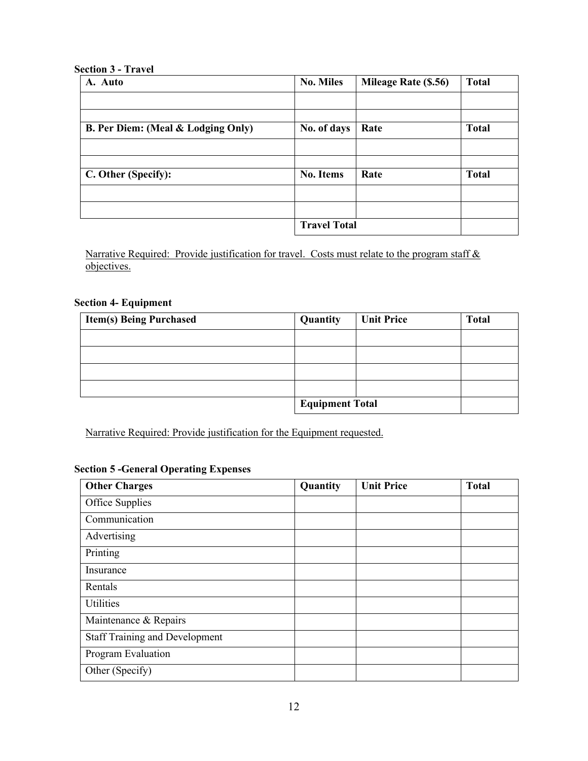**Section 3 - Travel**

| A. Auto | No. Miles | Mileage Rate ($.56) | Total |
|---|---|---|---|
| | | | |
| | | | |
| **B. Per Diem: (Meal & Lodging Only)** | **No. of days** | **Rate** | **Total** |
| | | | |
| | | | |
| **C. Other (Specify):** | **No. Items** | **Rate** | **Total** |
| | | | |
| | | | |
| | **Travel Total** | | |

Narrative Required: Provide justification for travel. Costs must relate to the program staff & objectives.

**Section 4- Equipment**

| Item(s) Being Purchased | Quantity | Unit Price | Total |
|---|---|---|---|
| | | | |
| | | | |
| | | | |
| | | | |
| | **Equipment Total** | | |

Narrative Required: Provide justification for the Equipment requested.

**Section 5 -General Operating Expenses**

| Other Charges | Quantity | Unit Price | Total |
|---|---|---|---|
| Office Supplies | | | |
| Communication | | | |
| Advertising | | | |
| Printing | | | |
| Insurance | | | |
| Rentals | | | |
| Utilities | | | |
| Maintenance & Repairs | | | |
| Staff Training and Development | | | |
| Program Evaluation | | | |
| Other (Specify) | | | |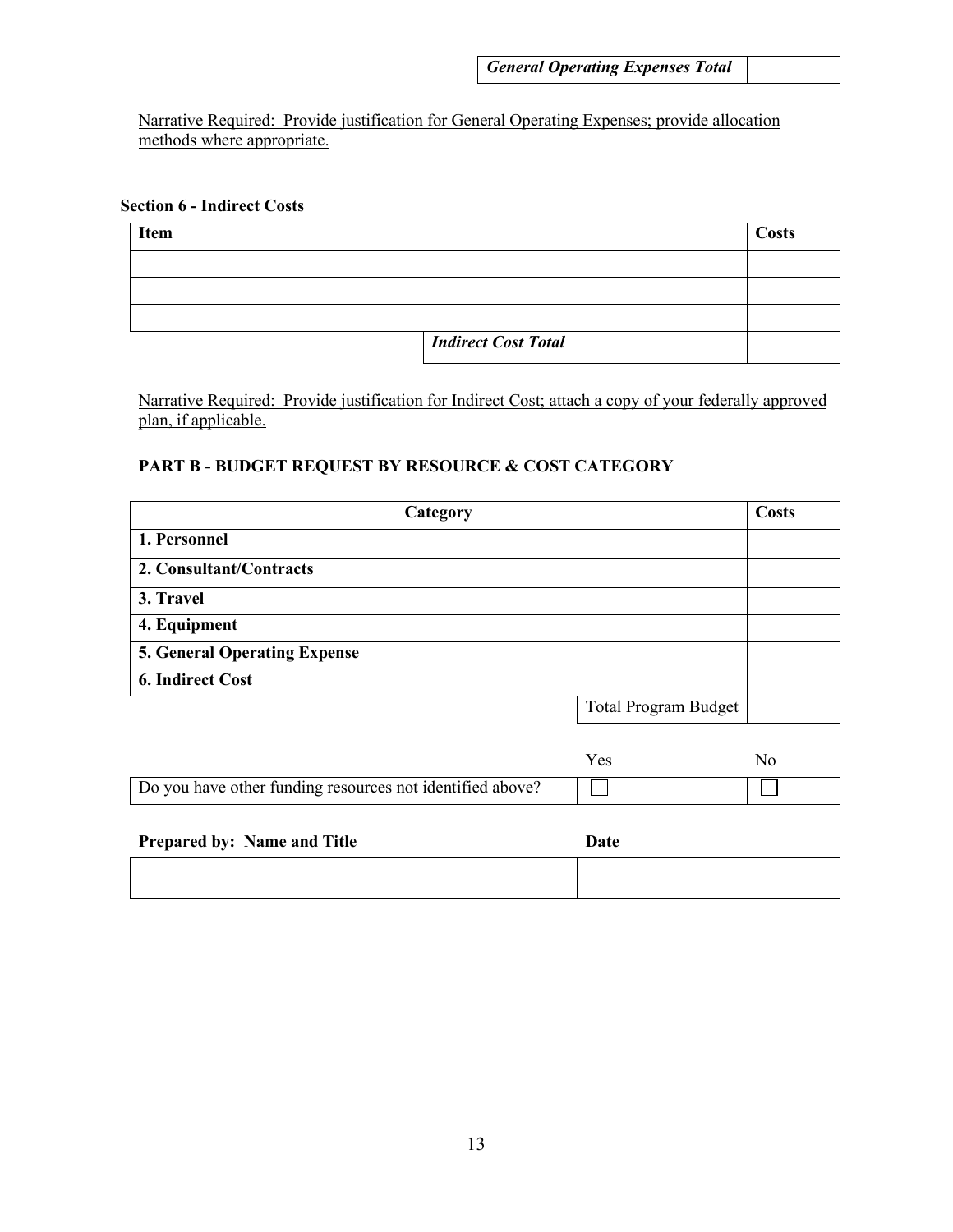| | |
|---|---|
| ***General Operating Expenses Total*** | |

Narrative Required: Provide justification for General Operating Expenses; provide allocation methods where appropriate.

### Section 6 - Indirect Costs

| Item | Costs |
|---|---|
| | |
| | |
| | |
| ***Indirect Cost Total*** | |

Narrative Required: Provide justification for Indirect Cost; attach a copy of your federally approved plan, if applicable.

## PART B - BUDGET REQUEST BY RESOURCE & COST CATEGORY

| Category | Costs |
|---|---|
| **1. Personnel** | |
| **2. Consultant/Contracts** | |
| **3. Travel** | |
| **4. Equipment** | |
| **5. General Operating Expense** | |
| **6. Indirect Cost** | |
| Total Program Budget | |

| | Yes | No |
|---|---|---|
| Do you have other funding resources not identified above? | ☐ | ☐ |

| **Prepared by: Name and Title** | **Date** |
|---|---|
| | |